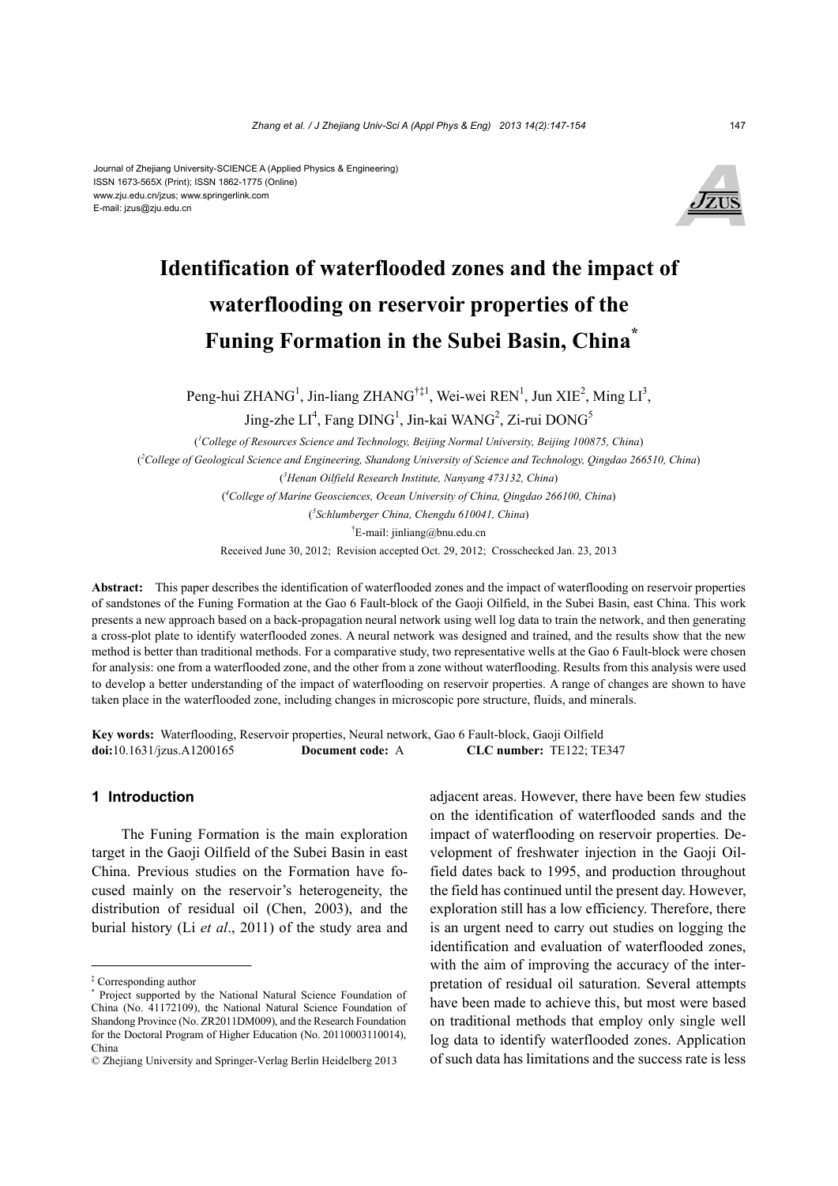Journal of Zhejiang University-SCIENCE A (Applied Physics & Engineering)
ISSN 1673-565X (Print); ISSN 1862-1775 (Online)
www.zju.edu.cn/jzus; www.springerlink.com
E-mail: jzus@zju.edu.cn

# Identification of waterflooded zones and the impact of waterflooding on reservoir properties of the Funing Formation in the Subei Basin, China*

Peng-hui ZHANG[1], Jin-liang ZHANG[†‡1], Wei-wei REN[1], Jun XIE[2], Ming LI[3], Jing-zhe LI[4], Fang DING[1], Jin-kai WANG[2], Zi-rui DONG[5]

([1]*College of Resources Science and Technology, Beijing Normal University, Beijing 100875, China*)

([2]*College of Geological Science and Engineering, Shandong University of Science and Technology, Qingdao 266510, China*)

([3]*Henan Oilfield Research Institute, Nanyang 473132, China*)

([4]*College of Marine Geosciences, Ocean University of China, Qingdao 266100, China*)

([5]*Schlumberger China, Chengdu 610041, China*)

[†]E-mail: jinliang@bnu.edu.cn

Received June 30, 2012; Revision accepted Oct. 29, 2012; Crosschecked Jan. 23, 2013

**Abstract:** This paper describes the identification of waterflooded zones and the impact of waterflooding on reservoir properties of sandstones of the Funing Formation at the Gao 6 Fault-block of the Gaoji Oilfield, in the Subei Basin, east China. This work presents a new approach based on a back-propagation neural network using well log data to train the network, and then generating a cross-plot plate to identify waterflooded zones. A neural network was designed and trained, and the results show that the new method is better than traditional methods. For a comparative study, two representative wells at the Gao 6 Fault-block were chosen for analysis: one from a waterflooded zone, and the other from a zone without waterflooding. Results from this analysis were used to develop a better understanding of the impact of waterflooding on reservoir properties. A range of changes are shown to have taken place in the waterflooded zone, including changes in microscopic pore structure, fluids, and minerals.

**Key words:** Waterflooding, Reservoir properties, Neural network, Gao 6 Fault-block, Gaoji Oilfield
**doi:**10.1631/jzus.A1200165 **Document code:** A **CLC number:** TE122; TE347

## 1 Introduction

The Funing Formation is the main exploration target in the Gaoji Oilfield of the Subei Basin in east China. Previous studies on the Formation have focused mainly on the reservoir's heterogeneity, the distribution of residual oil (Chen, 2003), and the burial history (Li *et al*., 2011) of the study area and adjacent areas. However, there have been few studies on the identification of waterflooded sands and the impact of waterflooding on reservoir properties. Development of freshwater injection in the Gaoji Oilfield dates back to 1995, and production throughout the field has continued until the present day. However, exploration still has a low efficiency. Therefore, there is an urgent need to carry out studies on logging the identification and evaluation of waterflooded zones, with the aim of improving the accuracy of the interpretation of residual oil saturation. Several attempts have been made to achieve this, but most were based on traditional methods that employ only single well log data to identify waterflooded zones. Application of such data has limitations and the success rate is less

---

‡ Corresponding author

\* Project supported by the National Natural Science Foundation of China (No. 41172109), the National Natural Science Foundation of Shandong Province (No. ZR2011DM009), and the Research Foundation for the Doctoral Program of Higher Education (No. 20110003110014), China

© Zhejiang University and Springer-Verlag Berlin Heidelberg 2013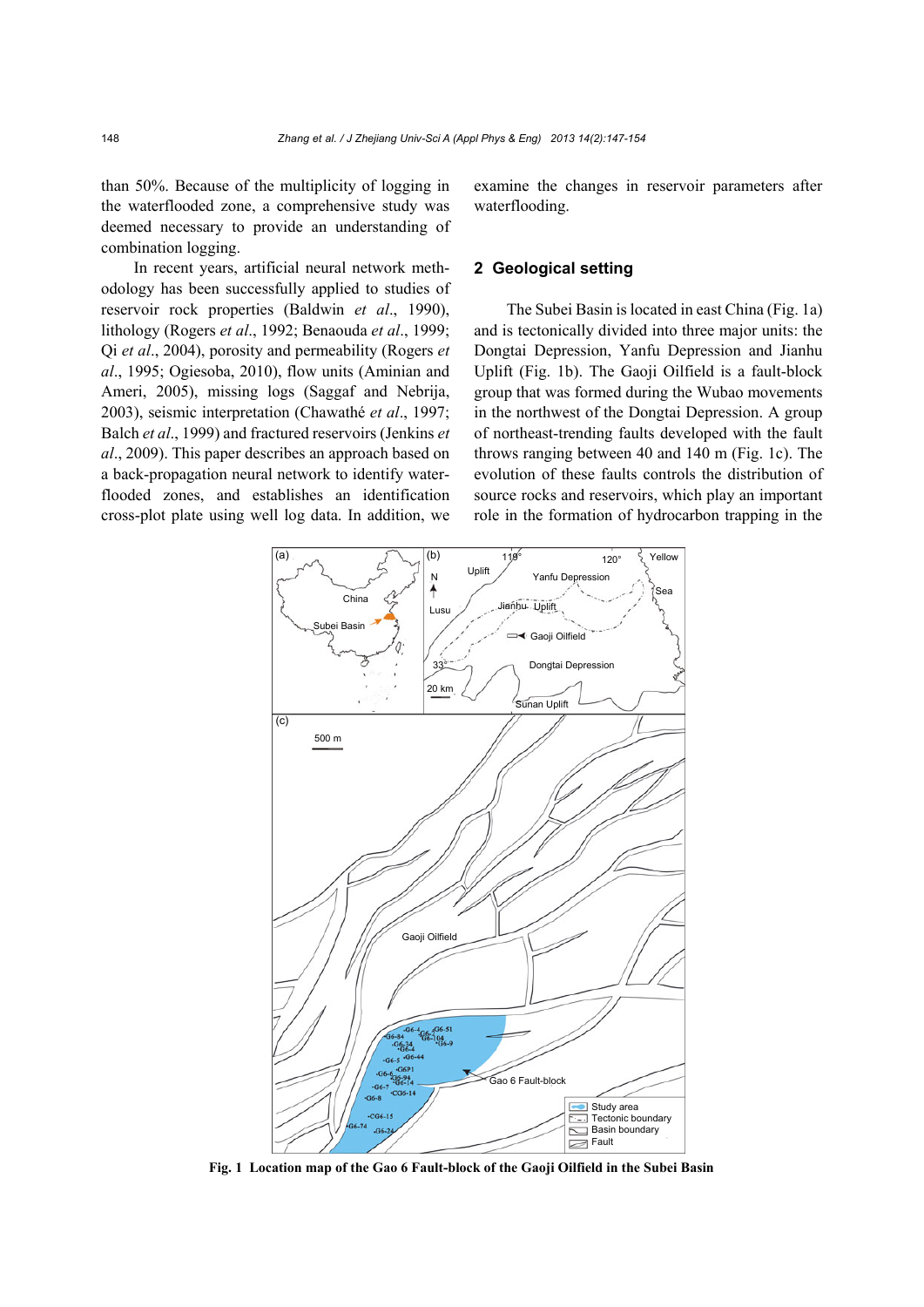than 50%. Because of the multiplicity of logging in the waterflooded zone, a comprehensive study was deemed necessary to provide an understanding of combination logging.

In recent years, artificial neural network methodology has been successfully applied to studies of reservoir rock properties (Baldwin *et al*., 1990), lithology (Rogers *et al*., 1992; Benaouda *et al*., 1999; Qi *et al*., 2004), porosity and permeability (Rogers *et al*., 1995; Ogiesoba, 2010), flow units (Aminian and Ameri, 2005), missing logs (Saggaf and Nebrija, 2003), seismic interpretation (Chawathé *et al*., 1997; Balch *et al*., 1999) and fractured reservoirs (Jenkins *et al*., 2009). This paper describes an approach based on a back-propagation neural network to identify waterflooded zones, and establishes an identification cross-plot plate using well log data. In addition, we examine the changes in reservoir parameters after waterflooding.

## 2 Geological setting

The Subei Basin is located in east China (Fig. 1a) and is tectonically divided into three major units: the Dongtai Depression, Yanfu Depression and Jianhu Uplift (Fig. 1b). The Gaoji Oilfield is a fault-block group that was formed during the Wubao movements in the northwest of the Dongtai Depression. A group of northeast-trending faults developed with the fault throws ranging between 40 and 140 m (Fig. 1c). The evolution of these faults controls the distribution of source rocks and reservoirs, which play an important role in the formation of hydrocarbon trapping in the

**Fig. 1 Location map of the Gao 6 Fault-block of the Gaoji Oilfield in the Subei Basin**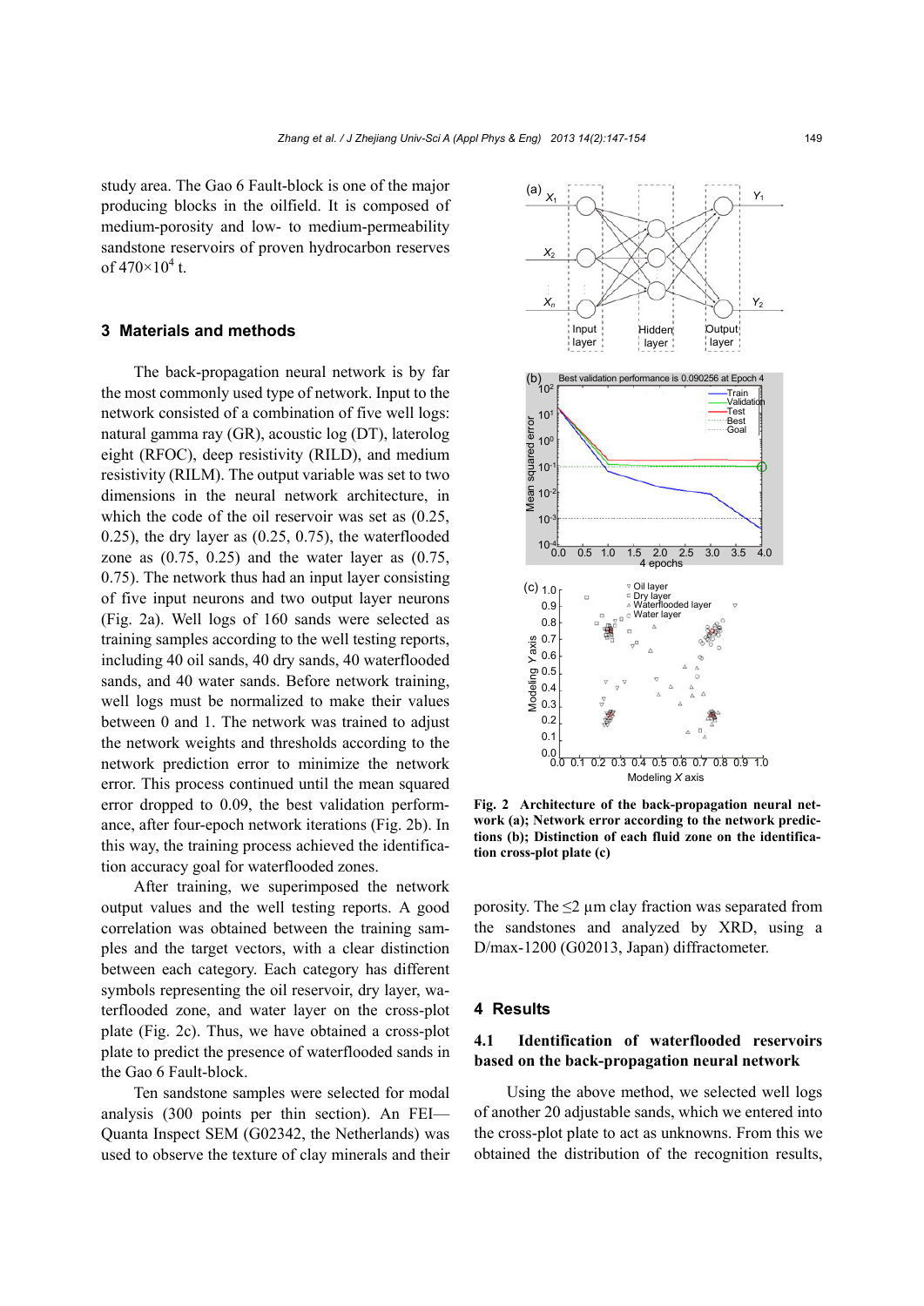study area. The Gao 6 Fault-block is one of the major producing blocks in the oilfield. It is composed of medium-porosity and low- to medium-permeability sandstone reservoirs of proven hydrocarbon reserves of $470\times10^4$ t.

## 3 Materials and methods

The back-propagation neural network is by far the most commonly used type of network. Input to the network consisted of a combination of five well logs: natural gamma ray (GR), acoustic log (DT), laterolog eight (RFOC), deep resistivity (RILD), and medium resistivity (RILM). The output variable was set to two dimensions in the neural network architecture, in which the code of the oil reservoir was set as (0.25, 0.25), the dry layer as (0.25, 0.75), the waterflooded zone as (0.75, 0.25) and the water layer as (0.75, 0.75). The network thus had an input layer consisting of five input neurons and two output layer neurons (Fig. 2a). Well logs of 160 sands were selected as training samples according to the well testing reports, including 40 oil sands, 40 dry sands, 40 waterflooded sands, and 40 water sands. Before network training, well logs must be normalized to make their values between 0 and 1. The network was trained to adjust the network weights and thresholds according to the network prediction error to minimize the network error. This process continued until the mean squared error dropped to 0.09, the best validation performance, after four-epoch network iterations (Fig. 2b). In this way, the training process achieved the identification accuracy goal for waterflooded zones.

After training, we superimposed the network output values and the well testing reports. A good correlation was obtained between the training samples and the target vectors, with a clear distinction between each category. Each category has different symbols representing the oil reservoir, dry layer, waterflooded zone, and water layer on the cross-plot plate (Fig. 2c). Thus, we have obtained a cross-plot plate to predict the presence of waterflooded sands in the Gao 6 Fault-block.

Ten sandstone samples were selected for modal analysis (300 points per thin section). An FEI—Quanta Inspect SEM (G02342, the Netherlands) was used to observe the texture of clay minerals and their porosity. The ≤2 μm clay fraction was separated from the sandstones and analyzed by XRD, using a D/max-1200 (G02013, Japan) diffractometer.

**Fig. 2 Architecture of the back-propagation neural network (a); Network error according to the network predictions (b); Distinction of each fluid zone on the identification cross-plot plate (c)**

## 4 Results

### 4.1 Identification of waterflooded reservoirs based on the back-propagation neural network

Using the above method, we selected well logs of another 20 adjustable sands, which we entered into the cross-plot plate to act as unknowns. From this we obtained the distribution of the recognition results,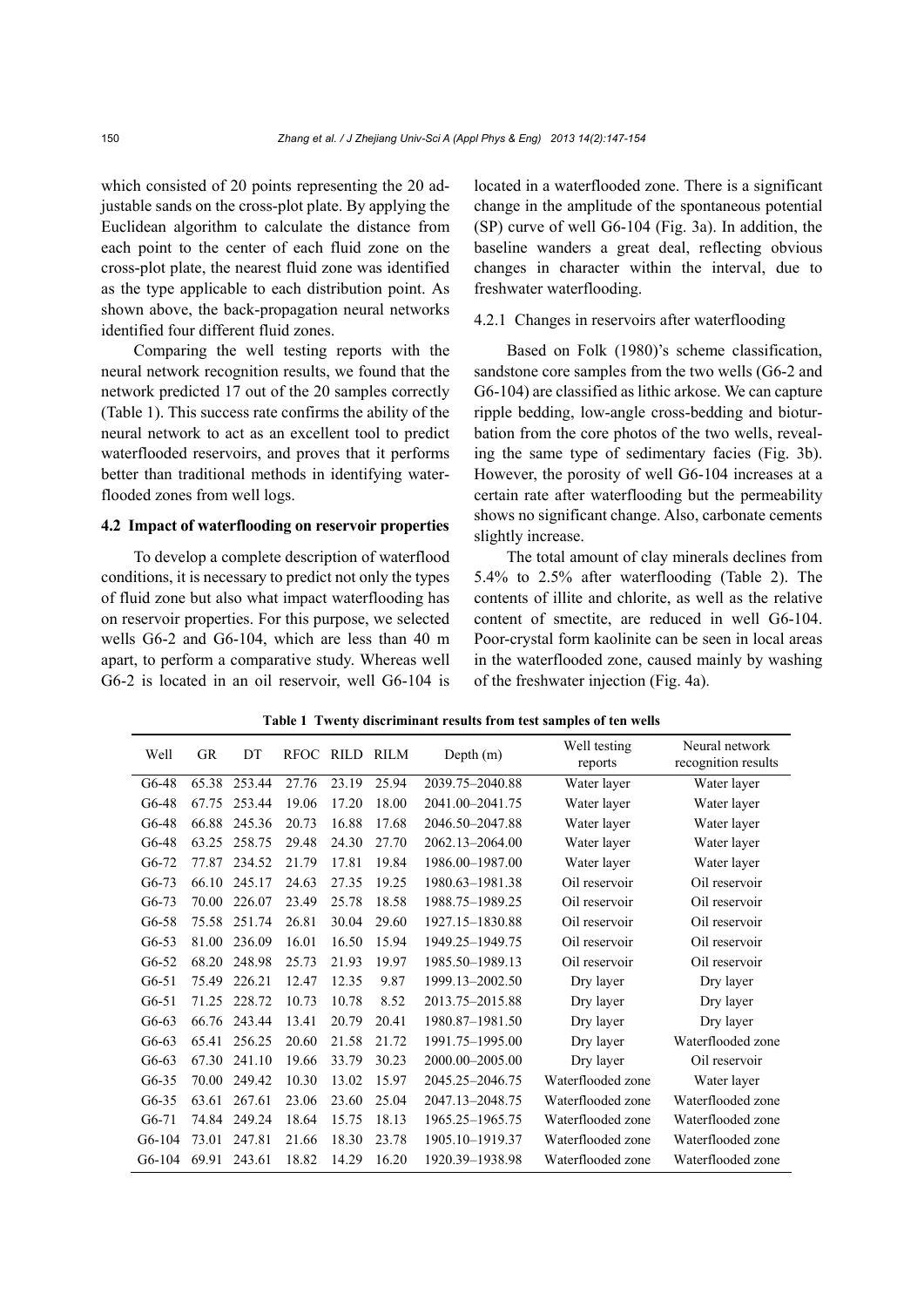which consisted of 20 points representing the 20 adjustable sands on the cross-plot plate. By applying the Euclidean algorithm to calculate the distance from each point to the center of each fluid zone on the cross-plot plate, the nearest fluid zone was identified as the type applicable to each distribution point. As shown above, the back-propagation neural networks identified four different fluid zones.

Comparing the well testing reports with the neural network recognition results, we found that the network predicted 17 out of the 20 samples correctly (Table 1). This success rate confirms the ability of the neural network to act as an excellent tool to predict waterflooded reservoirs, and proves that it performs better than traditional methods in identifying waterflooded zones from well logs.

### 4.2 Impact of waterflooding on reservoir properties

To develop a complete description of waterflood conditions, it is necessary to predict not only the types of fluid zone but also what impact waterflooding has on reservoir properties. For this purpose, we selected wells G6-2 and G6-104, which are less than 40 m apart, to perform a comparative study. Whereas well G6-2 is located in an oil reservoir, well G6-104 is located in a waterflooded zone. There is a significant change in the amplitude of the spontaneous potential (SP) curve of well G6-104 (Fig. 3a). In addition, the baseline wanders a great deal, reflecting obvious changes in character within the interval, due to freshwater waterflooding.

#### 4.2.1 Changes in reservoirs after waterflooding

Based on Folk (1980)'s scheme classification, sandstone core samples from the two wells (G6-2 and G6-104) are classified as lithic arkose. We can capture ripple bedding, low-angle cross-bedding and bioturbation from the core photos of the two wells, revealing the same type of sedimentary facies (Fig. 3b). However, the porosity of well G6-104 increases at a certain rate after waterflooding but the permeability shows no significant change. Also, carbonate cements slightly increase.

The total amount of clay minerals declines from 5.4% to 2.5% after waterflooding (Table 2). The contents of illite and chlorite, as well as the relative content of smectite, are reduced in well G6-104. Poor-crystal form kaolinite can be seen in local areas in the waterflooded zone, caused mainly by washing of the freshwater injection (Fig. 4a).

**Table 1 Twenty discriminant results from test samples of ten wells**

| Well | GR | DT | RFOC | RILD | RILM | Depth (m) | Well testing reports | Neural network recognition results |
|---|---|---|---|---|---|---|---|---|
| G6-48 | 65.38 | 253.44 | 27.76 | 23.19 | 25.94 | 2039.75–2040.88 | Water layer | Water layer |
| G6-48 | 67.75 | 253.44 | 19.06 | 17.20 | 18.00 | 2041.00–2041.75 | Water layer | Water layer |
| G6-48 | 66.88 | 245.36 | 20.73 | 16.88 | 17.68 | 2046.50–2047.88 | Water layer | Water layer |
| G6-48 | 63.25 | 258.75 | 29.48 | 24.30 | 27.70 | 2062.13–2064.00 | Water layer | Water layer |
| G6-72 | 77.87 | 234.52 | 21.79 | 17.81 | 19.84 | 1986.00–1987.00 | Water layer | Water layer |
| G6-73 | 66.10 | 245.17 | 24.63 | 27.35 | 19.25 | 1980.63–1981.38 | Oil reservoir | Oil reservoir |
| G6-73 | 70.00 | 226.07 | 23.49 | 25.78 | 18.58 | 1988.75–1989.25 | Oil reservoir | Oil reservoir |
| G6-58 | 75.58 | 251.74 | 26.81 | 30.04 | 29.60 | 1927.15–1830.88 | Oil reservoir | Oil reservoir |
| G6-53 | 81.00 | 236.09 | 16.01 | 16.50 | 15.94 | 1949.25–1949.75 | Oil reservoir | Oil reservoir |
| G6-52 | 68.20 | 248.98 | 25.73 | 21.93 | 19.97 | 1985.50–1989.13 | Oil reservoir | Oil reservoir |
| G6-51 | 75.49 | 226.21 | 12.47 | 12.35 | 9.87 | 1999.13–2002.50 | Dry layer | Dry layer |
| G6-51 | 71.25 | 228.72 | 10.73 | 10.78 | 8.52 | 2013.75–2015.88 | Dry layer | Dry layer |
| G6-63 | 66.76 | 243.44 | 13.41 | 20.79 | 20.41 | 1980.87–1981.50 | Dry layer | Dry layer |
| G6-63 | 65.41 | 256.25 | 20.60 | 21.58 | 21.72 | 1991.75–1995.00 | Dry layer | Waterflooded zone |
| G6-63 | 67.30 | 241.10 | 19.66 | 33.79 | 30.23 | 2000.00–2005.00 | Dry layer | Oil reservoir |
| G6-35 | 70.00 | 249.42 | 10.30 | 13.02 | 15.97 | 2045.25–2046.75 | Waterflooded zone | Water layer |
| G6-35 | 63.61 | 267.61 | 23.06 | 23.60 | 25.04 | 2047.13–2048.75 | Waterflooded zone | Waterflooded zone |
| G6-71 | 74.84 | 249.24 | 18.64 | 15.75 | 18.13 | 1965.25–1965.75 | Waterflooded zone | Waterflooded zone |
| G6-104 | 73.01 | 247.81 | 21.66 | 18.30 | 23.78 | 1905.10–1919.37 | Waterflooded zone | Waterflooded zone |
| G6-104 | 69.91 | 243.61 | 18.82 | 14.29 | 16.20 | 1920.39–1938.98 | Waterflooded zone | Waterflooded zone |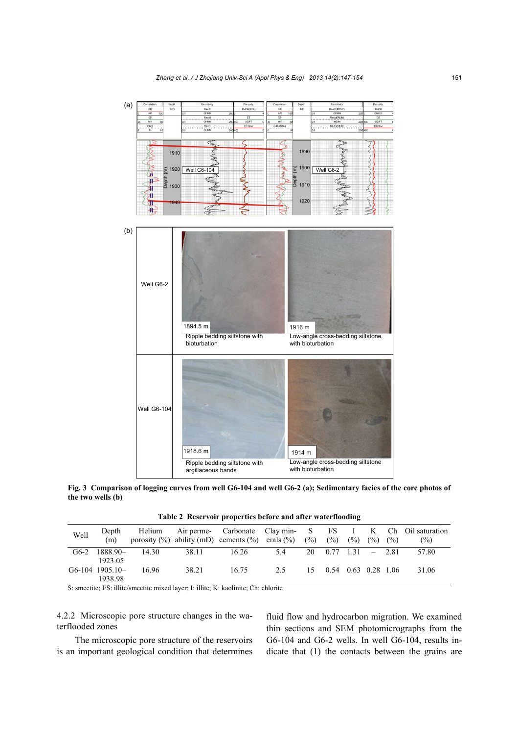Fig. 3 **Comparison of logging curves from well G6-104 and well G6-2 (a); Sedimentary facies of the core photos of the two wells (b)**

**Table 2 Reservoir properties before and after waterflooding**

| Well | Depth (m) | Helium porosity (%) | Air permeability (mD) | Carbonate cements (%) | Clay minerals (%) | S (%) | I/S (%) | I (%) | K (%) | Ch (%) | Oil saturation (%) |
|---|---|---|---|---|---|---|---|---|---|---|---|
| G6-2 | 1888.90–1923.05 | 14.30 | 38.11 | 16.26 | 5.4 | 20 | 0.77 | 1.31 | – | 2.81 | 57.80 |
| G6-104 | 1905.10–1938.98 | 16.96 | 38.21 | 16.75 | 2.5 | 15 | 0.54 | 0.63 | 0.28 | 1.06 | 31.06 |

S: smectite; I/S: illite/smectite mixed layer; I: illite; K: kaolinite; Ch: chlorite

4.2.2 Microscopic pore structure changes in the waterflooded zones

The microscopic pore structure of the reservoirs is an important geological condition that determines fluid flow and hydrocarbon migration. We examined thin sections and SEM photomicrographs from the G6-104 and G6-2 wells. In well G6-104, results indicate that (1) the contacts between the grains are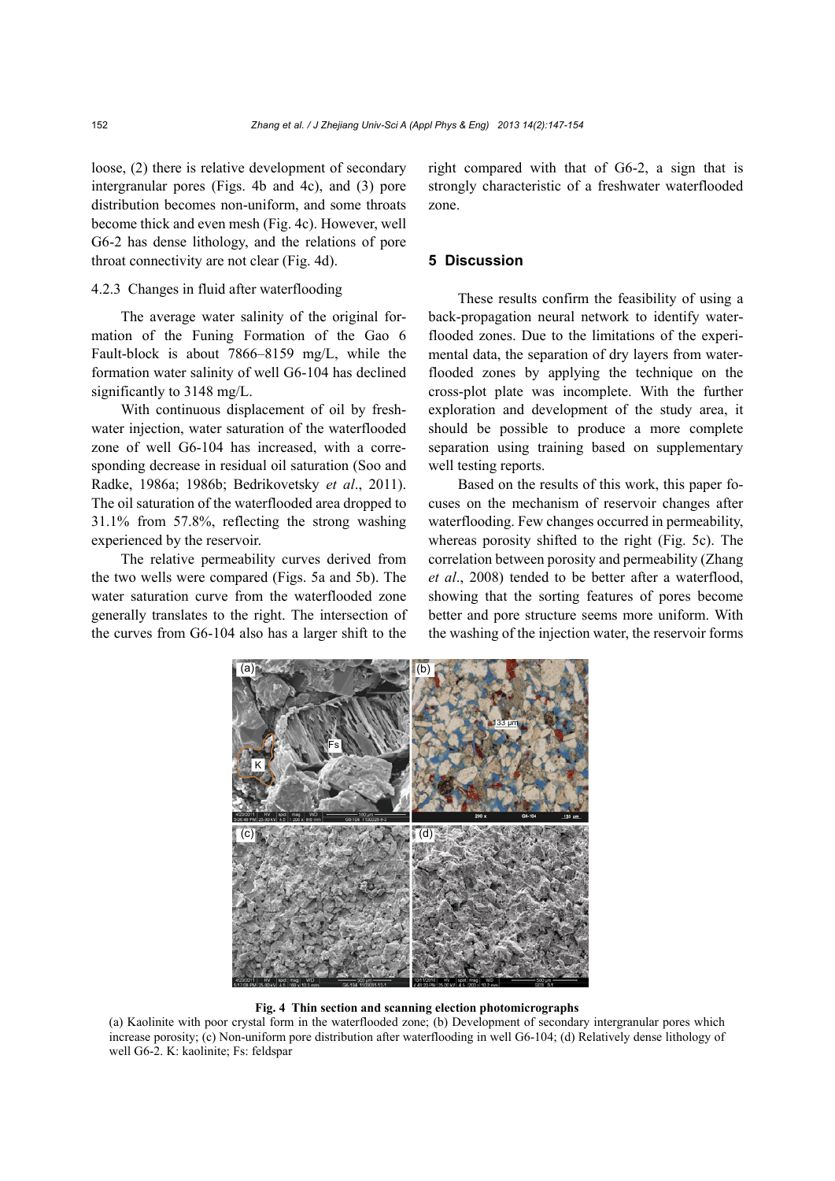loose, (2) there is relative development of secondary intergranular pores (Figs. 4b and 4c), and (3) pore distribution becomes non-uniform, and some throats become thick and even mesh (Fig. 4c). However, well G6-2 has dense lithology, and the relations of pore throat connectivity are not clear (Fig. 4d).

#### 4.2.3 Changes in fluid after waterflooding

The average water salinity of the original formation of the Funing Formation of the Gao 6 Fault-block is about 7866–8159 mg/L, while the formation water salinity of well G6-104 has declined significantly to 3148 mg/L.

With continuous displacement of oil by freshwater injection, water saturation of the waterflooded zone of well G6-104 has increased, with a corresponding decrease in residual oil saturation (Soo and Radke, 1986a; 1986b; Bedrikovetsky *et al*., 2011). The oil saturation of the waterflooded area dropped to 31.1% from 57.8%, reflecting the strong washing experienced by the reservoir.

The relative permeability curves derived from the two wells were compared (Figs. 5a and 5b). The water saturation curve from the waterflooded zone generally translates to the right. The intersection of the curves from G6-104 also has a larger shift to the right compared with that of G6-2, a sign that is strongly characteristic of a freshwater waterflooded zone.

## 5 Discussion

These results confirm the feasibility of using a back-propagation neural network to identify waterflooded zones. Due to the limitations of the experimental data, the separation of dry layers from waterflooded zones by applying the technique on the cross-plot plate was incomplete. With the further exploration and development of the study area, it should be possible to produce a more complete separation using training based on supplementary well testing reports.

Based on the results of this work, this paper focuses on the mechanism of reservoir changes after waterflooding. Few changes occurred in permeability, whereas porosity shifted to the right (Fig. 5c). The correlation between porosity and permeability (Zhang *et al*., 2008) tended to be better after a waterflood, showing that the sorting features of pores become better and pore structure seems more uniform. With the washing of the injection water, the reservoir forms

**Fig. 4 Thin section and scanning election photomicrographs**

(a) Kaolinite with poor crystal form in the waterflooded zone; (b) Development of secondary intergranular pores which increase porosity; (c) Non-uniform pore distribution after waterflooding in well G6-104; (d) Relatively dense lithology of well G6-2. K: kaolinite; Fs: feldspar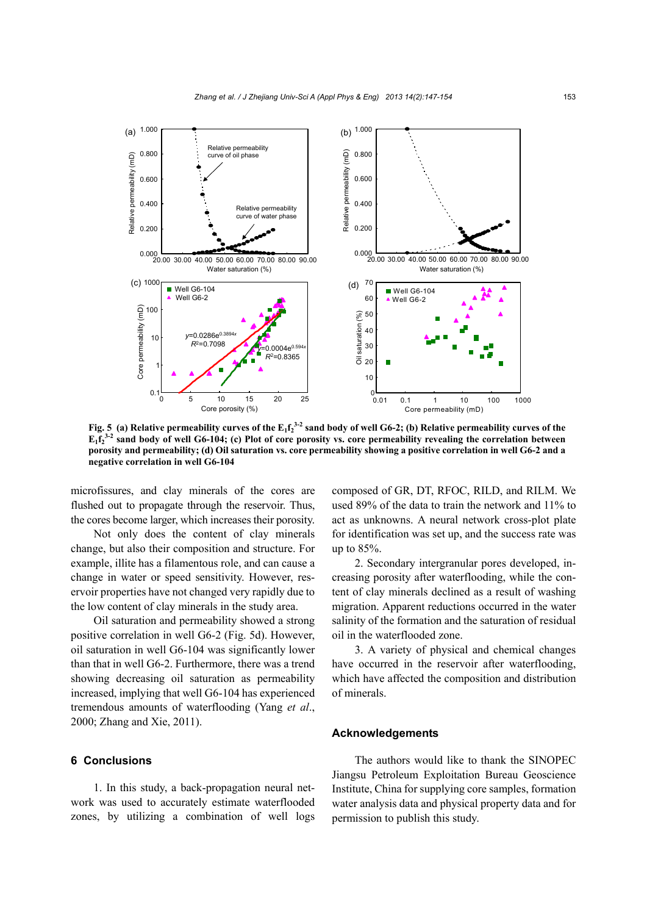**Fig. 5 (a) Relative permeability curves of the $E_1f_2^{3-2}$ sand body of well G6-2; (b) Relative permeability curves of the $E_1f_2^{3-2}$ sand body of well G6-104; (c) Plot of core porosity vs. core permeability revealing the correlation between porosity and permeability; (d) Oil saturation vs. core permeability showing a positive correlation in well G6-2 and a negative correlation in well G6-104**

microfissures, and clay minerals of the cores are flushed out to propagate through the reservoir. Thus, the cores become larger, which increases their porosity.

Not only does the content of clay minerals change, but also their composition and structure. For example, illite has a filamentous role, and can cause a change in water or speed sensitivity. However, reservoir properties have not changed very rapidly due to the low content of clay minerals in the study area.

Oil saturation and permeability showed a strong positive correlation in well G6-2 (Fig. 5d). However, oil saturation in well G6-104 was significantly lower than that in well G6-2. Furthermore, there was a trend showing decreasing oil saturation as permeability increased, implying that well G6-104 has experienced tremendous amounts of waterflooding (Yang *et al*., 2000; Zhang and Xie, 2011).

## 6 Conclusions

1. In this study, a back-propagation neural network was used to accurately estimate waterflooded zones, by utilizing a combination of well logs composed of GR, DT, RFOC, RILD, and RILM. We used 89% of the data to train the network and 11% to act as unknowns. A neural network cross-plot plate for identification was set up, and the success rate was up to 85%.

2. Secondary intergranular pores developed, increasing porosity after waterflooding, while the content of clay minerals declined as a result of washing migration. Apparent reductions occurred in the water salinity of the formation and the saturation of residual oil in the waterflooded zone.

3. A variety of physical and chemical changes have occurred in the reservoir after waterflooding, which have affected the composition and distribution of minerals.

## Acknowledgements

The authors would like to thank the SINOPEC Jiangsu Petroleum Exploitation Bureau Geoscience Institute, China for supplying core samples, formation water analysis data and physical property data and for permission to publish this study.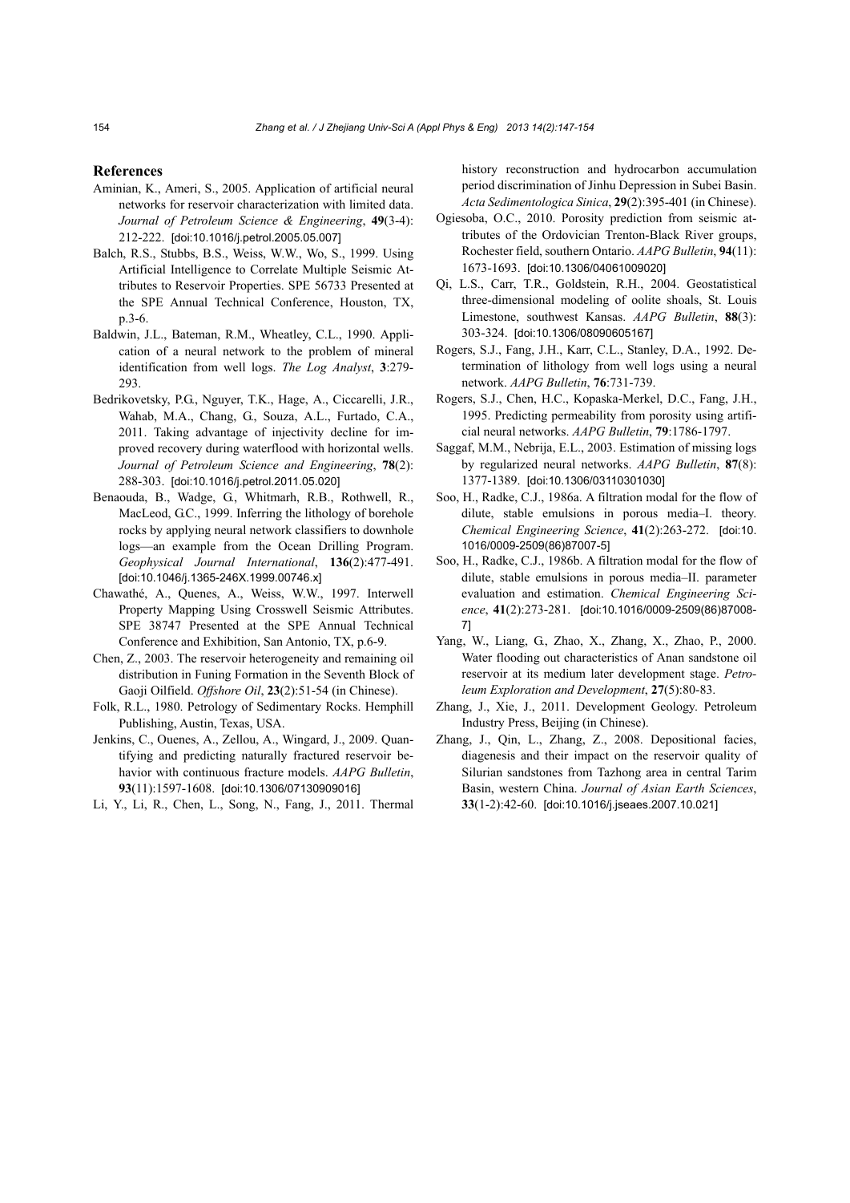## References

Aminian, K., Ameri, S., 2005. Application of artificial neural networks for reservoir characterization with limited data. *Journal of Petroleum Science & Engineering*, **49**(3-4): 212-222. [doi:10.1016/j.petrol.2005.05.007]

Balch, R.S., Stubbs, B.S., Weiss, W.W., Wo, S., 1999. Using Artificial Intelligence to Correlate Multiple Seismic Attributes to Reservoir Properties. SPE 56733 Presented at the SPE Annual Technical Conference, Houston, TX, p.3-6.

Baldwin, J.L., Bateman, R.M., Wheatley, C.L., 1990. Application of a neural network to the problem of mineral identification from well logs. *The Log Analyst*, **3**:279-293.

Bedrikovetsky, P.G., Nguyer, T.K., Hage, A., Ciccarelli, J.R., Wahab, M.A., Chang, G., Souza, A.L., Furtado, C.A., 2011. Taking advantage of injectivity decline for improved recovery during waterflood with horizontal wells. *Journal of Petroleum Science and Engineering*, **78**(2): 288-303. [doi:10.1016/j.petrol.2011.05.020]

Benaouda, B., Wadge, G., Whitmarh, R.B., Rothwell, R., MacLeod, G.C., 1999. Inferring the lithology of borehole rocks by applying neural network classifiers to downhole logs—an example from the Ocean Drilling Program. *Geophysical Journal International*, **136**(2):477-491. [doi:10.1046/j.1365-246X.1999.00746.x]

Chawathé, A., Quenes, A., Weiss, W.W., 1997. Interwell Property Mapping Using Crosswell Seismic Attributes. SPE 38747 Presented at the SPE Annual Technical Conference and Exhibition, San Antonio, TX, p.6-9.

Chen, Z., 2003. The reservoir heterogeneity and remaining oil distribution in Funing Formation in the Seventh Block of Gaoji Oilfield. *Offshore Oil*, **23**(2):51-54 (in Chinese).

Folk, R.L., 1980. Petrology of Sedimentary Rocks. Hemphill Publishing, Austin, Texas, USA.

Jenkins, C., Ouenes, A., Zellou, A., Wingard, J., 2009. Quantifying and predicting naturally fractured reservoir behavior with continuous fracture models. *AAPG Bulletin*, **93**(11):1597-1608. [doi:10.1306/07130909016]

Li, Y., Li, R., Chen, L., Song, N., Fang, J., 2011. Thermal history reconstruction and hydrocarbon accumulation period discrimination of Jinhu Depression in Subei Basin. *Acta Sedimentologica Sinica*, **29**(2):395-401 (in Chinese).

Ogiesoba, O.C., 2010. Porosity prediction from seismic attributes of the Ordovician Trenton-Black River groups, Rochester field, southern Ontario. *AAPG Bulletin*, **94**(11): 1673-1693. [doi:10.1306/04061009020]

Qi, L.S., Carr, T.R., Goldstein, R.H., 2004. Geostatistical three-dimensional modeling of oolite shoals, St. Louis Limestone, southwest Kansas. *AAPG Bulletin*, **88**(3): 303-324. [doi:10.1306/08090605167]

Rogers, S.J., Fang, J.H., Karr, C.L., Stanley, D.A., 1992. Determination of lithology from well logs using a neural network. *AAPG Bulletin*, **76**:731-739.

Rogers, S.J., Chen, H.C., Kopaska-Merkel, D.C., Fang, J.H., 1995. Predicting permeability from porosity using artificial neural networks. *AAPG Bulletin*, **79**:1786-1797.

Saggaf, M.M., Nebrija, E.L., 2003. Estimation of missing logs by regularized neural networks. *AAPG Bulletin*, **87**(8): 1377-1389. [doi:10.1306/03110301030]

Soo, H., Radke, C.J., 1986a. A filtration modal for the flow of dilute, stable emulsions in porous media–I. theory. *Chemical Engineering Science*, **41**(2):263-272. [doi:10.1016/0009-2509(86)87007-5]

Soo, H., Radke, C.J., 1986b. A filtration modal for the flow of dilute, stable emulsions in porous media–II. parameter evaluation and estimation. *Chemical Engineering Science*, **41**(2):273-281. [doi:10.1016/0009-2509(86)87008-7]

Yang, W., Liang, G., Zhao, X., Zhang, X., Zhao, P., 2000. Water flooding out characteristics of Anan sandstone oil reservoir at its medium later development stage. *Petroleum Exploration and Development*, **27**(5):80-83.

Zhang, J., Xie, J., 2011. Development Geology. Petroleum Industry Press, Beijing (in Chinese).

Zhang, J., Qin, L., Zhang, Z., 2008. Depositional facies, diagenesis and their impact on the reservoir quality of Silurian sandstones from Tazhong area in central Tarim Basin, western China. *Journal of Asian Earth Sciences*, **33**(1-2):42-60. [doi:10.1016/j.jseaes.2007.10.021]